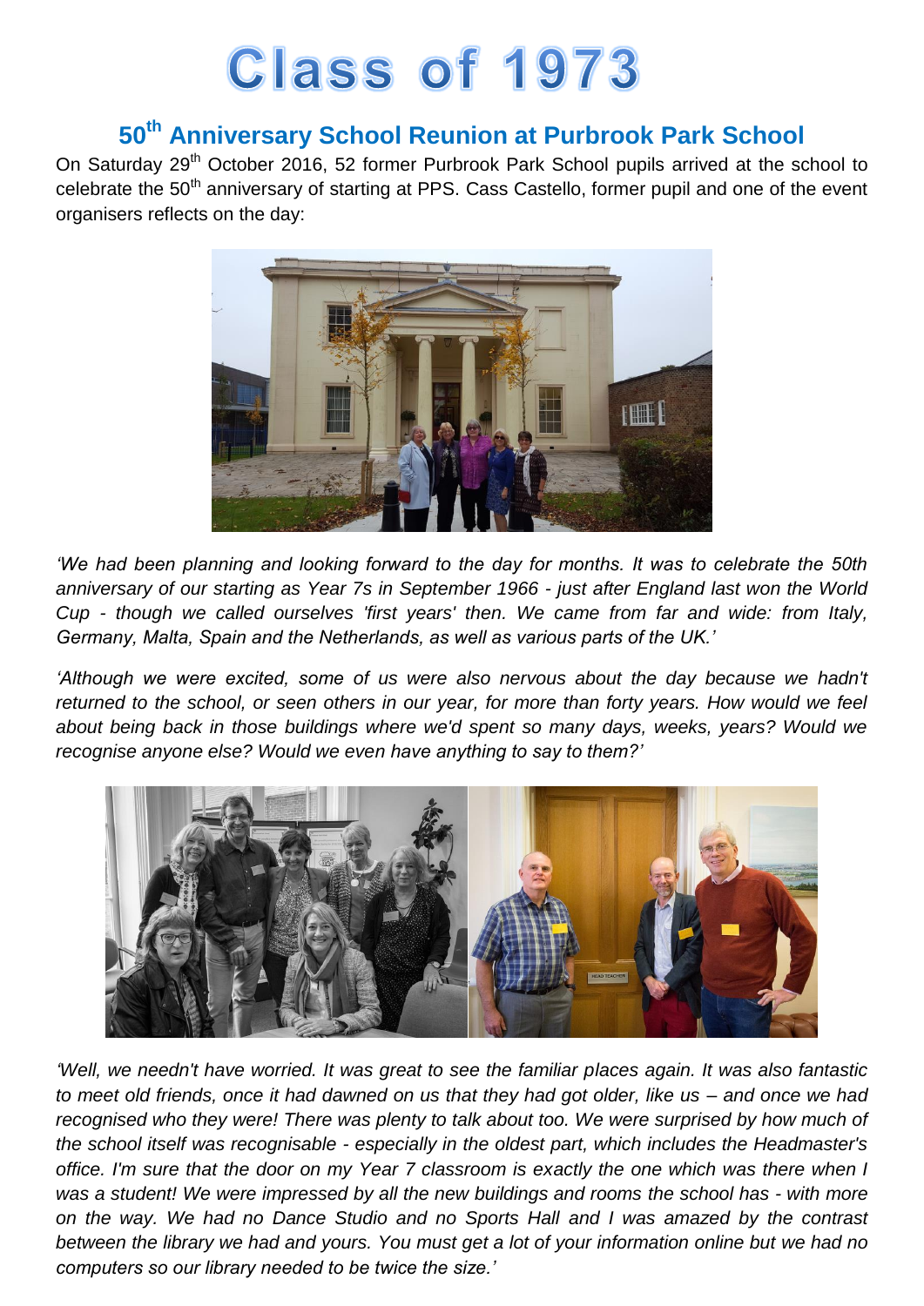# Class of 1973

## 50th Anniversary School Reunion at Purbrook Park School

On Saturday 29th October 2016, 52 former Purbrook Park School pupils arrived at the school to celebrate the 50th anniversary of starting at PPS. Cass Castello, former pupil and one of the event organisers reflects on the day:

*'We had been planning and looking forward to the day for months. It was to celebrate the 50th anniversary of our starting as Year 7s in September 1966 - just after England last won the World Cup - though we called ourselves 'first years' then. We came from far and wide: from Italy, Germany, Malta, Spain and the Netherlands, as well as various parts of the UK.'*

*'Although we were excited, some of us were also nervous about the day because we hadn't returned to the school, or seen others in our year, for more than forty years. How would we feel about being back in those buildings where we'd spent so many days, weeks, years? Would we recognise anyone else? Would we even have anything to say to them?'*

*'Well, we needn't have worried. It was great to see the familiar places again. It was also fantastic to meet old friends, once it had dawned on us that they had got older, like us – and once we had recognised who they were! There was plenty to talk about too. We were surprised by how much of the school itself was recognisable - especially in the oldest part, which includes the Headmaster's office. I'm sure that the door on my Year 7 classroom is exactly the one which was there when I was a student! We were impressed by all the new buildings and rooms the school has - with more on the way. We had no Dance Studio and no Sports Hall and I was amazed by the contrast between the library we had and yours. You must get a lot of your information online but we had no computers so our library needed to be twice the size.'*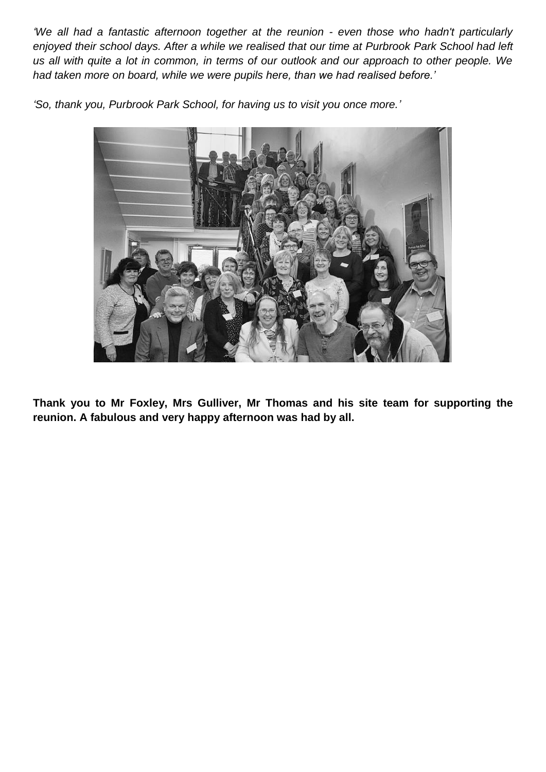*'We all had a fantastic afternoon together at the reunion - even those who hadn't particularly enjoyed their school days. After a while we realised that our time at Purbrook Park School had left us all with quite a lot in common, in terms of our outlook and our approach to other people. We had taken more on board, while we were pupils here, than we had realised before.'*

*'So, thank you, Purbrook Park School, for having us to visit you once more.'*

**Thank you to Mr Foxley, Mrs Gulliver, Mr Thomas and his site team for supporting the reunion. A fabulous and very happy afternoon was had by all.**